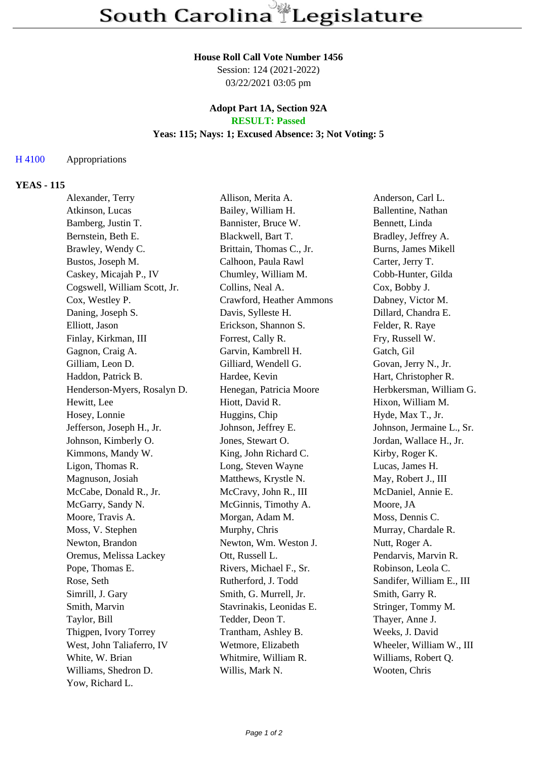# South Carolina Legislature

**House Roll Call Vote Number 1456**
Session: 124 (2021-2022)
03/22/2021 03:05 pm

**Adopt Part 1A, Section 92A**
**RESULT: Passed**
**Yeas: 115; Nays: 1; Excused Absence: 3; Not Voting: 5**

H 4100 Appropriations

## YEAS - 115

| | | |
|---|---|---|
| Alexander, Terry | Allison, Merita A. | Anderson, Carl L. |
| Atkinson, Lucas | Bailey, William H. | Ballentine, Nathan |
| Bamberg, Justin T. | Bannister, Bruce W. | Bennett, Linda |
| Bernstein, Beth E. | Blackwell, Bart T. | Bradley, Jeffrey A. |
| Brawley, Wendy C. | Brittain, Thomas C., Jr. | Burns, James Mikell |
| Bustos, Joseph M. | Calhoon, Paula Rawl | Carter, Jerry T. |
| Caskey, Micajah P., IV | Chumley, William M. | Cobb-Hunter, Gilda |
| Cogswell, William Scott, Jr. | Collins, Neal A. | Cox, Bobby J. |
| Cox, Westley P. | Crawford, Heather Ammons | Dabney, Victor M. |
| Daning, Joseph S. | Davis, Sylleste H. | Dillard, Chandra E. |
| Elliott, Jason | Erickson, Shannon S. | Felder, R. Raye |
| Finlay, Kirkman, III | Forrest, Cally R. | Fry, Russell W. |
| Gagnon, Craig A. | Garvin, Kambrell H. | Gatch, Gil |
| Gilliam, Leon D. | Gilliard, Wendell G. | Govan, Jerry N., Jr. |
| Haddon, Patrick B. | Hardee, Kevin | Hart, Christopher R. |
| Henderson-Myers, Rosalyn D. | Henegan, Patricia Moore | Herbkersman, William G. |
| Hewitt, Lee | Hiott, David R. | Hixon, William M. |
| Hosey, Lonnie | Huggins, Chip | Hyde, Max T., Jr. |
| Jefferson, Joseph H., Jr. | Johnson, Jeffrey E. | Johnson, Jermaine L., Sr. |
| Johnson, Kimberly O. | Jones, Stewart O. | Jordan, Wallace H., Jr. |
| Kimmons, Mandy W. | King, John Richard C. | Kirby, Roger K. |
| Ligon, Thomas R. | Long, Steven Wayne | Lucas, James H. |
| Magnuson, Josiah | Matthews, Krystle N. | May, Robert J., III |
| McCabe, Donald R., Jr. | McCravy, John R., III | McDaniel, Annie E. |
| McGarry, Sandy N. | McGinnis, Timothy A. | Moore, JA |
| Moore, Travis A. | Morgan, Adam M. | Moss, Dennis C. |
| Moss, V. Stephen | Murphy, Chris | Murray, Chardale R. |
| Newton, Brandon | Newton, Wm. Weston J. | Nutt, Roger A. |
| Oremus, Melissa Lackey | Ott, Russell L. | Pendarvis, Marvin R. |
| Pope, Thomas E. | Rivers, Michael F., Sr. | Robinson, Leola C. |
| Rose, Seth | Rutherford, J. Todd | Sandifer, William E., III |
| Simrill, J. Gary | Smith, G. Murrell, Jr. | Smith, Garry R. |
| Smith, Marvin | Stavrinakis, Leonidas E. | Stringer, Tommy M. |
| Taylor, Bill | Tedder, Deon T. | Thayer, Anne J. |
| Thigpen, Ivory Torrey | Trantham, Ashley B. | Weeks, J. David |
| West, John Taliaferro, IV | Wetmore, Elizabeth | Wheeler, William W., III |
| White, W. Brian | Whitmire, William R. | Williams, Robert Q. |
| Williams, Shedron D. | Willis, Mark N. | Wooten, Chris |
| Yow, Richard L. | | |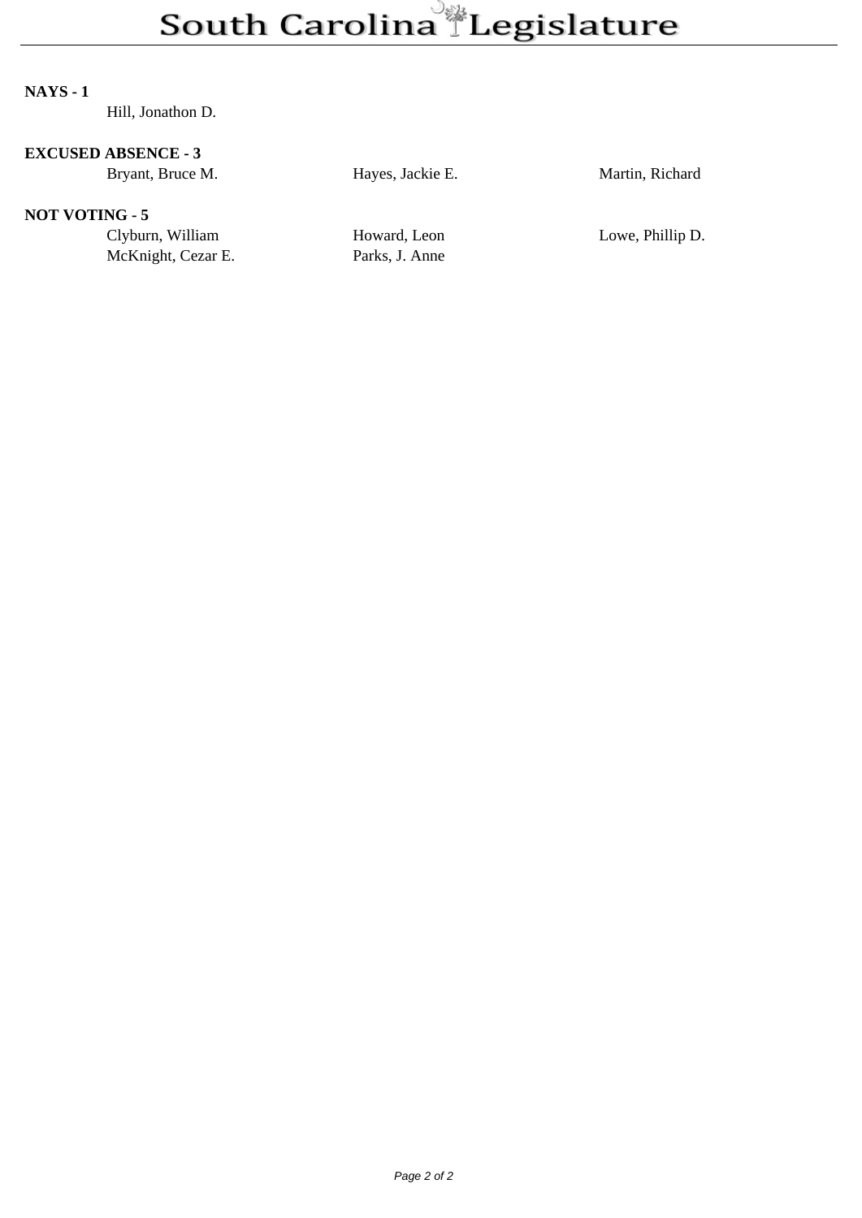**NAYS - 1**

Hill, Jonathon D.

**EXCUSED ABSENCE - 3**

| | | |
|---|---|---|
| Bryant, Bruce M. | Hayes, Jackie E. | Martin, Richard |

**NOT VOTING - 5**

| | | |
|---|---|---|
| Clyburn, William | Howard, Leon | Lowe, Phillip D. |
| McKnight, Cezar E. | Parks, J. Anne | |